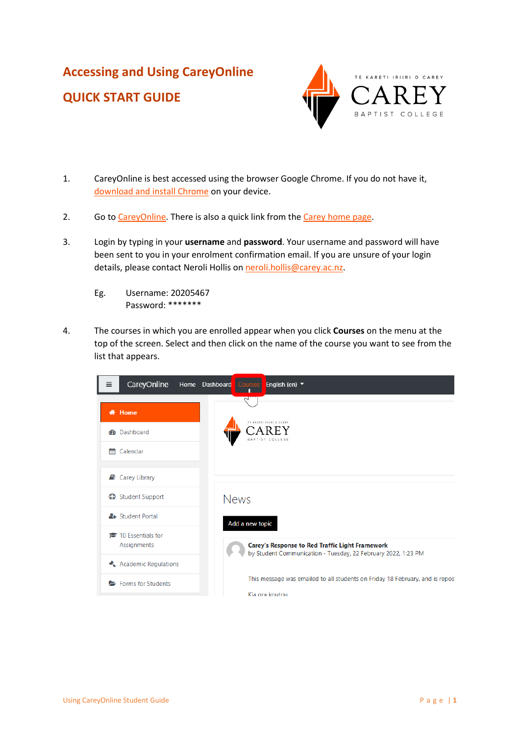# Accessing and Using CareyOnline

## QUICK START GUIDE

1. CareyOnline is best accessed using the browser Google Chrome. If you do not have it, download and install Chrome on your device.

2. Go to CareyOnline. There is also a quick link from the Carey home page.

3. Login by typing in your **username** and **password**. Your username and password will have been sent to you in your enrolment confirmation email. If you are unsure of your login details, please contact Neroli Hollis on neroli.hollis@carey.ac.nz.

   Eg. Username: 20205467
   Password: *******

4. The courses in which you are enrolled appear when you click **Courses** on the menu at the top of the screen. Select and then click on the name of the course you want to see from the list that appears.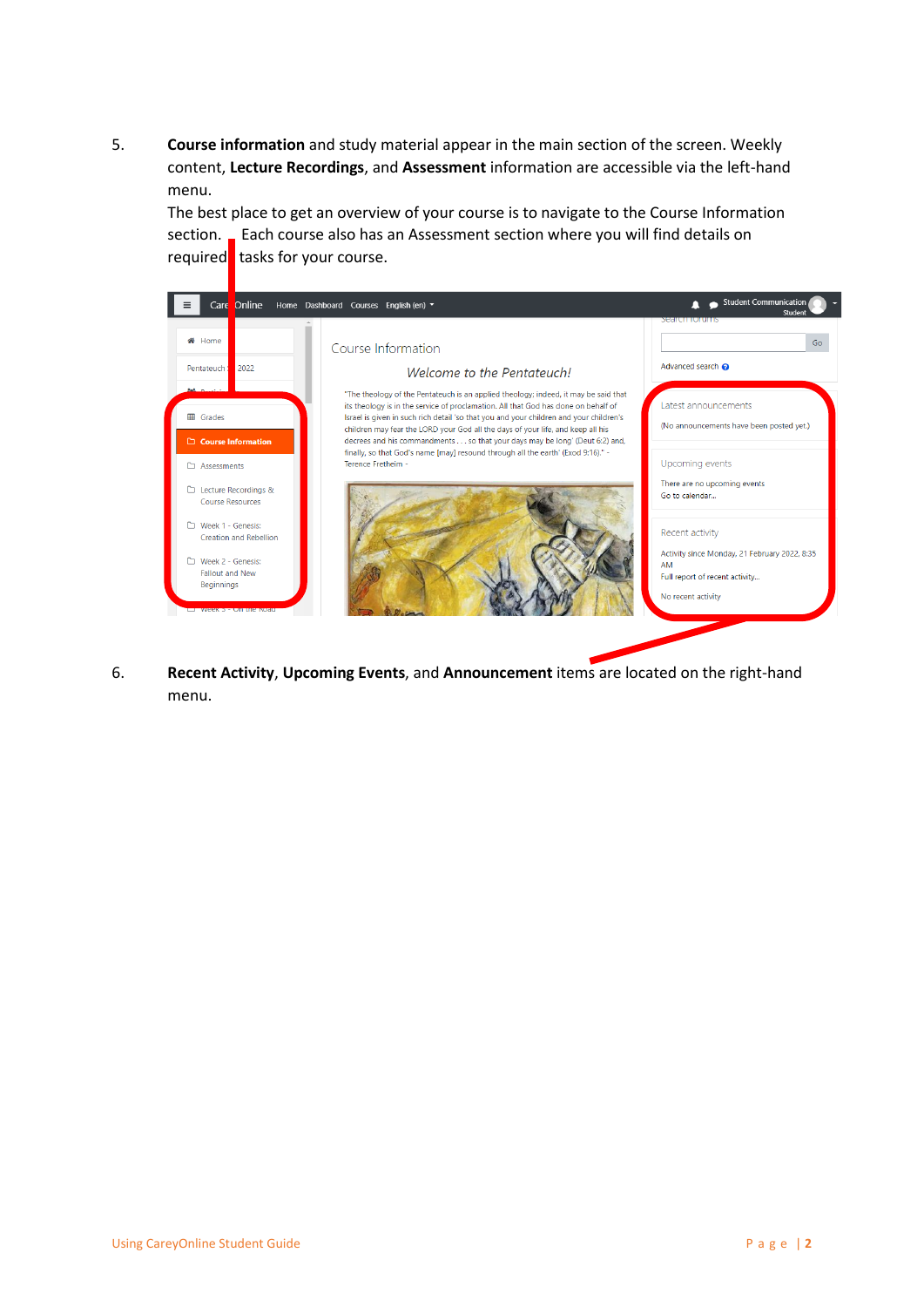5. **Course information** and study material appear in the main section of the screen. Weekly content, **Lecture Recordings**, and **Assessment** information are accessible via the left-hand menu.
   The best place to get an overview of your course is to navigate to the Course Information section. Each course also has an Assessment section where you will find details on required tasks for your course.

6. **Recent Activity**, **Upcoming Events**, and **Announcement** items are located on the right-hand menu.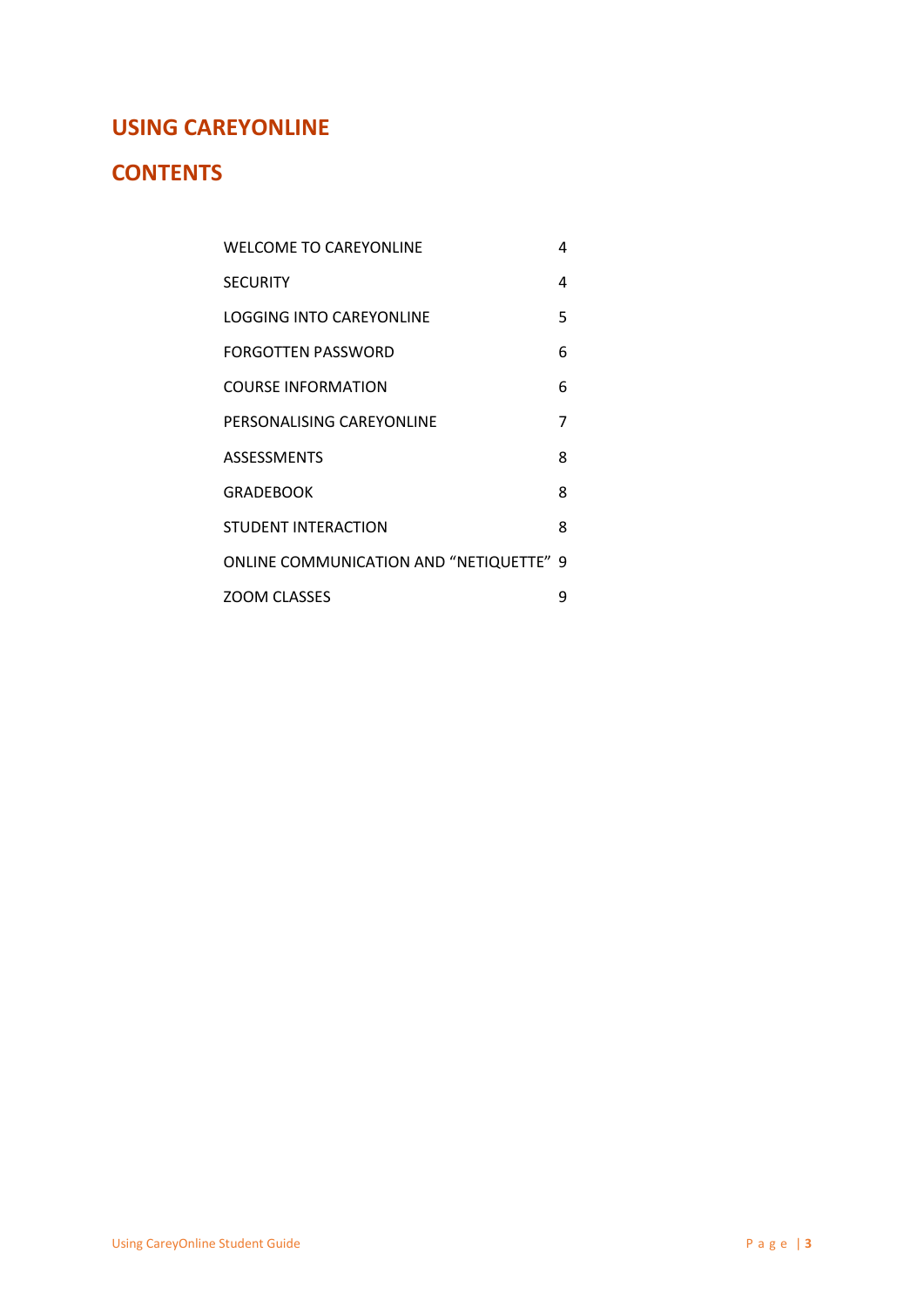# USING CAREYONLINE

## CONTENTS

| | |
|---|---|
| WELCOME TO CAREYONLINE | 4 |
| SECURITY | 4 |
| LOGGING INTO CAREYONLINE | 5 |
| FORGOTTEN PASSWORD | 6 |
| COURSE INFORMATION | 6 |
| PERSONALISING CAREYONLINE | 7 |
| ASSESSMENTS | 8 |
| GRADEBOOK | 8 |
| STUDENT INTERACTION | 8 |
| ONLINE COMMUNICATION AND "NETIQUETTE" | 9 |
| ZOOM CLASSES | 9 |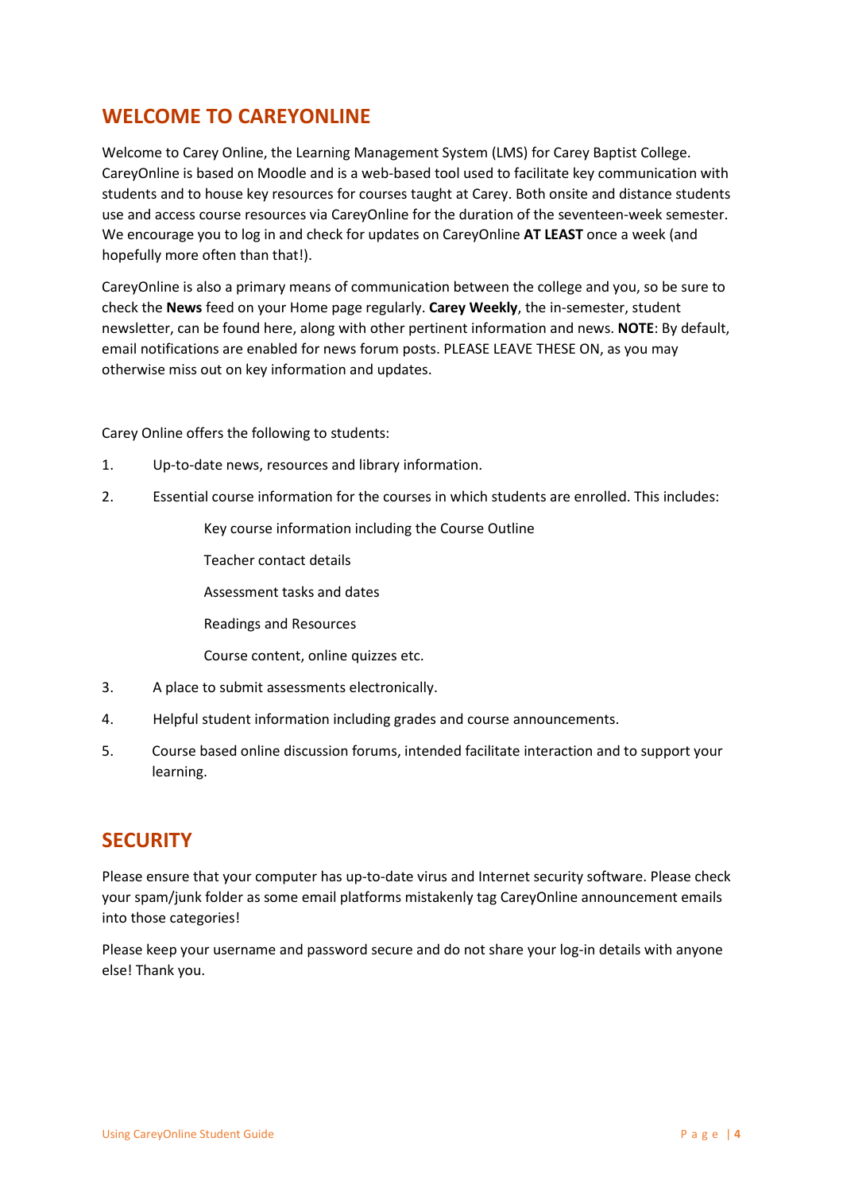## WELCOME TO CAREYONLINE

Welcome to Carey Online, the Learning Management System (LMS) for Carey Baptist College. CareyOnline is based on Moodle and is a web-based tool used to facilitate key communication with students and to house key resources for courses taught at Carey. Both onsite and distance students use and access course resources via CareyOnline for the duration of the seventeen-week semester. We encourage you to log in and check for updates on CareyOnline **AT LEAST** once a week (and hopefully more often than that!).

CareyOnline is also a primary means of communication between the college and you, so be sure to check the **News** feed on your Home page regularly. **Carey Weekly**, the in-semester, student newsletter, can be found here, along with other pertinent information and news. **NOTE**: By default, email notifications are enabled for news forum posts. PLEASE LEAVE THESE ON, as you may otherwise miss out on key information and updates.

Carey Online offers the following to students:

1. Up-to-date news, resources and library information.
2. Essential course information for the courses in which students are enrolled. This includes:
   - Key course information including the Course Outline
   - Teacher contact details
   - Assessment tasks and dates
   - Readings and Resources
   - Course content, online quizzes etc.
3. A place to submit assessments electronically.
4. Helpful student information including grades and course announcements.
5. Course based online discussion forums, intended facilitate interaction and to support your learning.

## SECURITY

Please ensure that your computer has up-to-date virus and Internet security software. Please check your spam/junk folder as some email platforms mistakenly tag CareyOnline announcement emails into those categories!

Please keep your username and password secure and do not share your log-in details with anyone else! Thank you.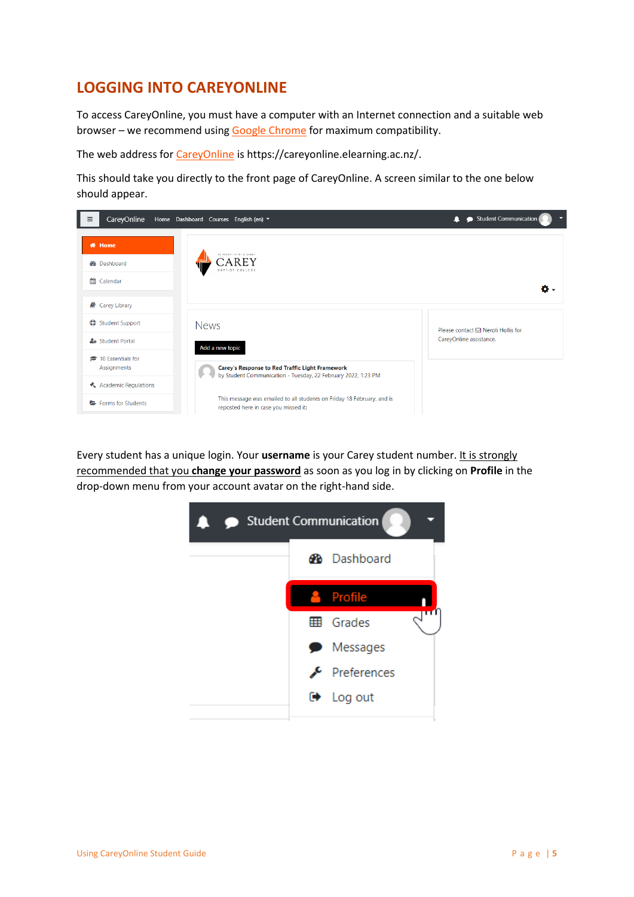## LOGGING INTO CAREYONLINE

To access CareyOnline, you must have a computer with an Internet connection and a suitable web browser – we recommend using Google Chrome for maximum compatibility.

The web address for CareyOnline is https://careyonline.elearning.ac.nz/.

This should take you directly to the front page of CareyOnline. A screen similar to the one below should appear.

Every student has a unique login. Your **username** is your Carey student number. It is strongly recommended that you **change your password** as soon as you log in by clicking on **Profile** in the drop-down menu from your account avatar on the right-hand side.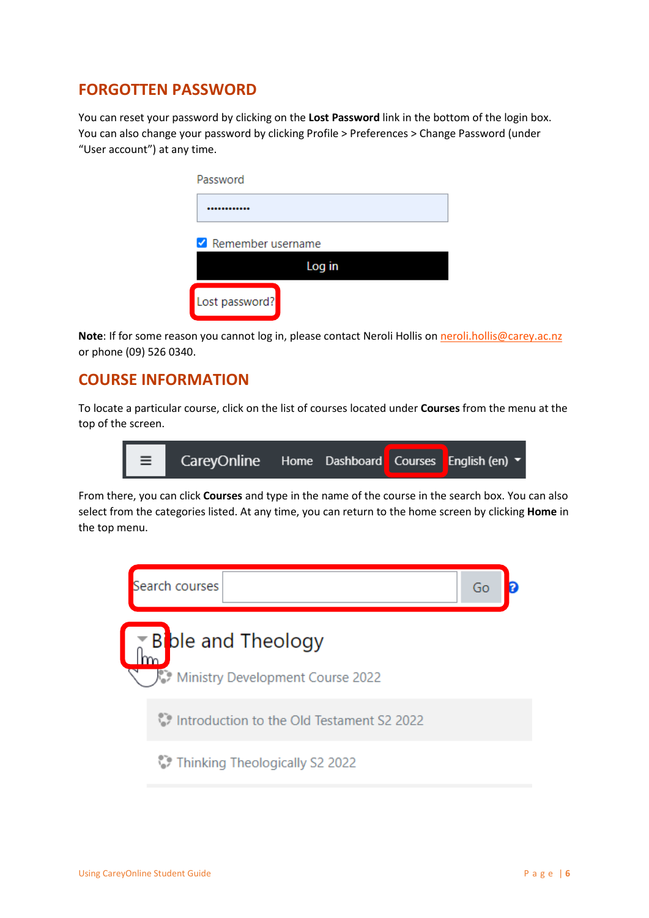## FORGOTTEN PASSWORD

You can reset your password by clicking on the **Lost Password** link in the bottom of the login box. You can also change your password by clicking Profile > Preferences > Change Password (under "User account") at any time.

**Note**: If for some reason you cannot log in, please contact Neroli Hollis on neroli.hollis@carey.ac.nz or phone (09) 526 0340.

## COURSE INFORMATION

To locate a particular course, click on the list of courses located under **Courses** from the menu at the top of the screen.

From there, you can click **Courses** and type in the name of the course in the search box. You can also select from the categories listed. At any time, you can return to the home screen by clicking **Home** in the top menu.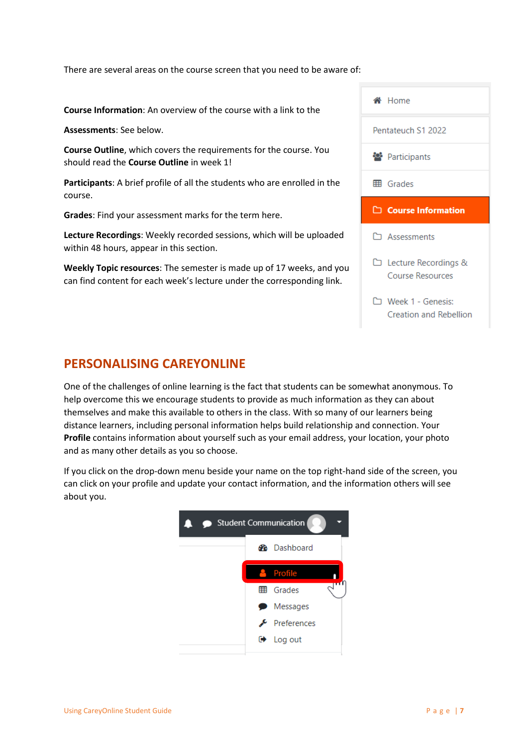There are several areas on the course screen that you need to be aware of:

**Course Information**: An overview of the course with a link to the

**Assessments**: See below.

**Course Outline**, which covers the requirements for the course. You should read the **Course Outline** in week 1!

**Participants**: A brief profile of all the students who are enrolled in the course.

**Grades**: Find your assessment marks for the term here.

**Lecture Recordings**: Weekly recorded sessions, which will be uploaded within 48 hours, appear in this section.

**Weekly Topic resources**: The semester is made up of 17 weeks, and you can find content for each week's lecture under the corresponding link.

## PERSONALISING CAREYONLINE

One of the challenges of online learning is the fact that students can be somewhat anonymous. To help overcome this we encourage students to provide as much information as they can about themselves and make this available to others in the class. With so many of our learners being distance learners, including personal information helps build relationship and connection. Your **Profile** contains information about yourself such as your email address, your location, your photo and as many other details as you so choose.

If you click on the drop-down menu beside your name on the top right-hand side of the screen, you can click on your profile and update your contact information, and the information others will see about you.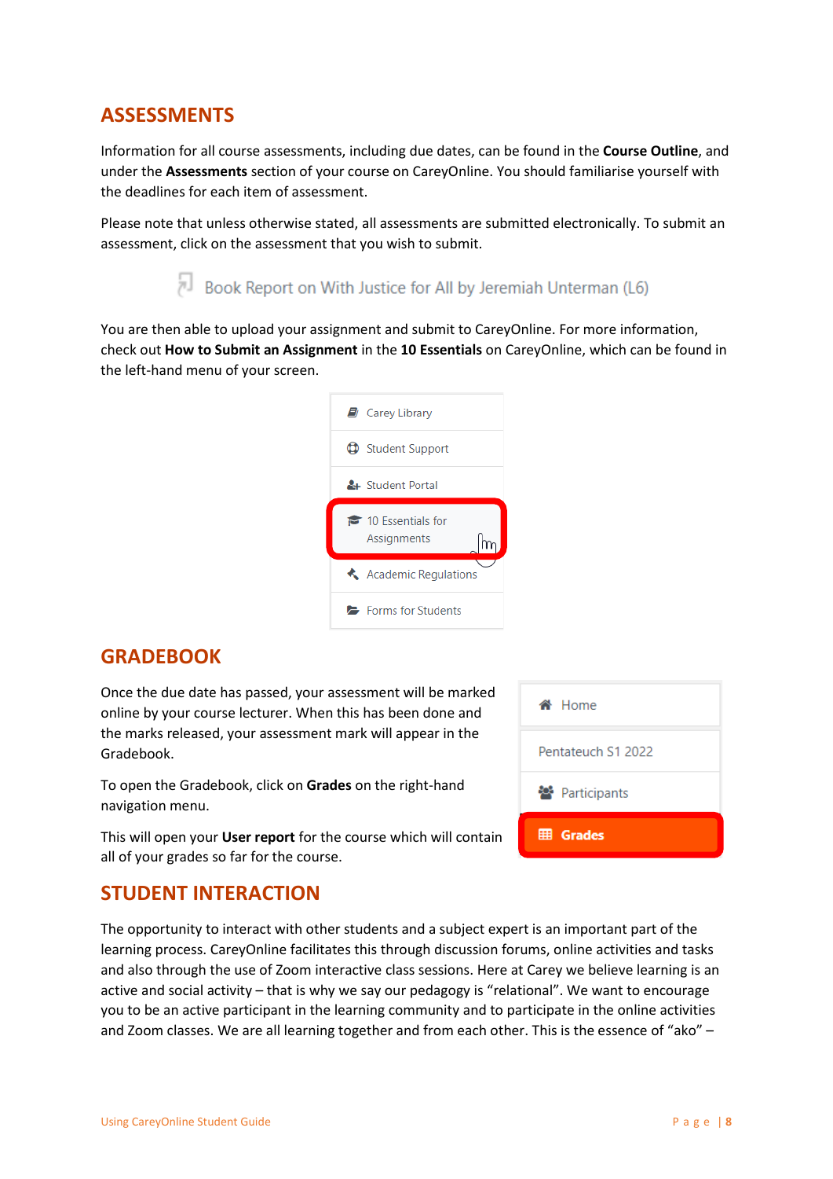## ASSESSMENTS

Information for all course assessments, including due dates, can be found in the **Course Outline**, and under the **Assessments** section of your course on CareyOnline. You should familiarise yourself with the deadlines for each item of assessment.

Please note that unless otherwise stated, all assessments are submitted electronically. To submit an assessment, click on the assessment that you wish to submit.

Book Report on With Justice for All by Jeremiah Unterman (L6)

You are then able to upload your assignment and submit to CareyOnline. For more information, check out **How to Submit an Assignment** in the **10 Essentials** on CareyOnline, which can be found in the left-hand menu of your screen.

- Carey Library
- Student Support
- Student Portal
- 10 Essentials for Assignments
- Academic Regulations
- Forms for Students

## GRADEBOOK

Once the due date has passed, your assessment will be marked online by your course lecturer. When this has been done and the marks released, your assessment mark will appear in the Gradebook.

To open the Gradebook, click on **Grades** on the right-hand navigation menu.

This will open your **User report** for the course which will contain all of your grades so far for the course.

- Home
- Pentateuch S1 2022
- Participants
- Grades

## STUDENT INTERACTION

The opportunity to interact with other students and a subject expert is an important part of the learning process. CareyOnline facilitates this through discussion forums, online activities and tasks and also through the use of Zoom interactive class sessions. Here at Carey we believe learning is an active and social activity – that is why we say our pedagogy is "relational". We want to encourage you to be an active participant in the learning community and to participate in the online activities and Zoom classes. We are all learning together and from each other. This is the essence of "ako" –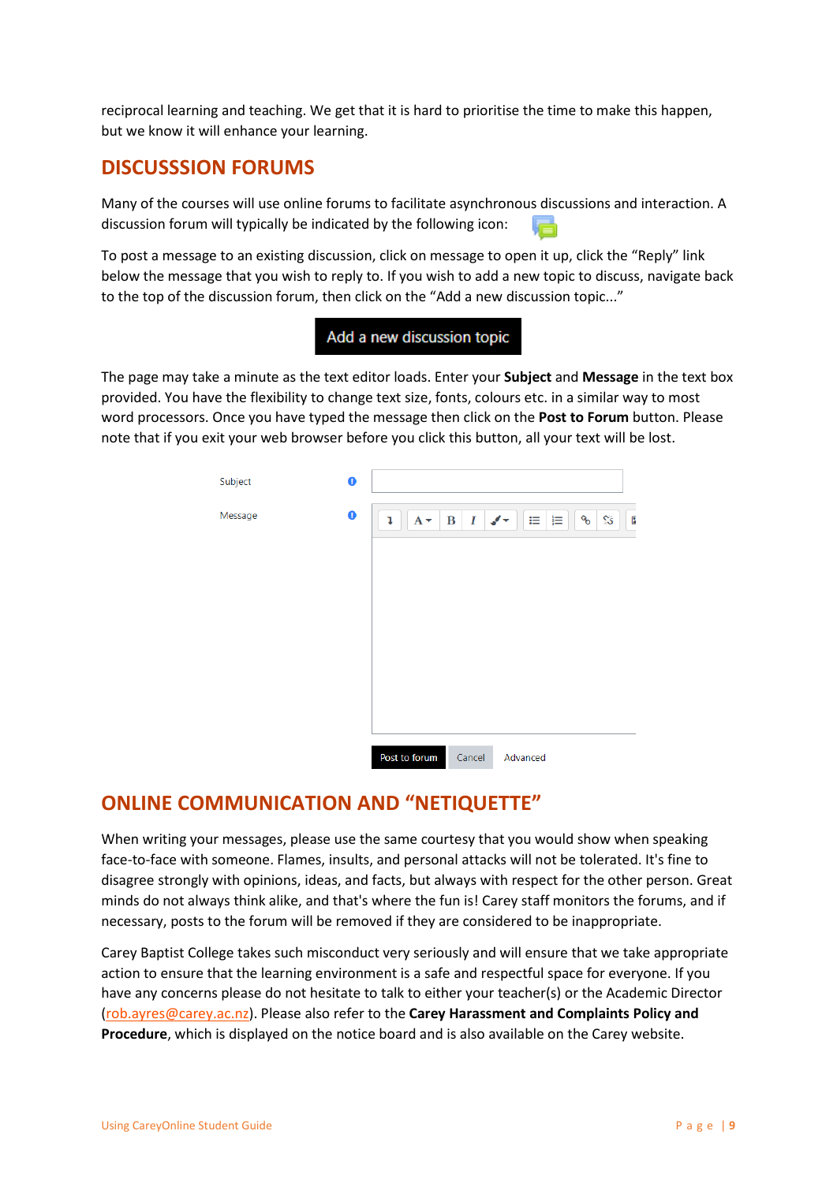reciprocal learning and teaching. We get that it is hard to prioritise the time to make this happen, but we know it will enhance your learning.

## DISCUSSSION FORUMS

Many of the courses will use online forums to facilitate asynchronous discussions and interaction. A discussion forum will typically be indicated by the following icon:

To post a message to an existing discussion, click on message to open it up, click the "Reply" link below the message that you wish to reply to. If you wish to add a new topic to discuss, navigate back to the top of the discussion forum, then click on the "Add a new discussion topic..."

Add a new discussion topic

The page may take a minute as the text editor loads. Enter your **Subject** and **Message** in the text box provided. You have the flexibility to change text size, fonts, colours etc. in a similar way to most word processors. Once you have typed the message then click on the **Post to Forum** button. Please note that if you exit your web browser before you click this button, all your text will be lost.

Subject

Message

Post to forum Cancel Advanced

## ONLINE COMMUNICATION AND "NETIQUETTE"

When writing your messages, please use the same courtesy that you would show when speaking face-to-face with someone. Flames, insults, and personal attacks will not be tolerated. It's fine to disagree strongly with opinions, ideas, and facts, but always with respect for the other person. Great minds do not always think alike, and that's where the fun is! Carey staff monitors the forums, and if necessary, posts to the forum will be removed if they are considered to be inappropriate.

Carey Baptist College takes such misconduct very seriously and will ensure that we take appropriate action to ensure that the learning environment is a safe and respectful space for everyone. If you have any concerns please do not hesitate to talk to either your teacher(s) or the Academic Director (rob.ayres@carey.ac.nz). Please also refer to the **Carey Harassment and Complaints Policy and Procedure**, which is displayed on the notice board and is also available on the Carey website.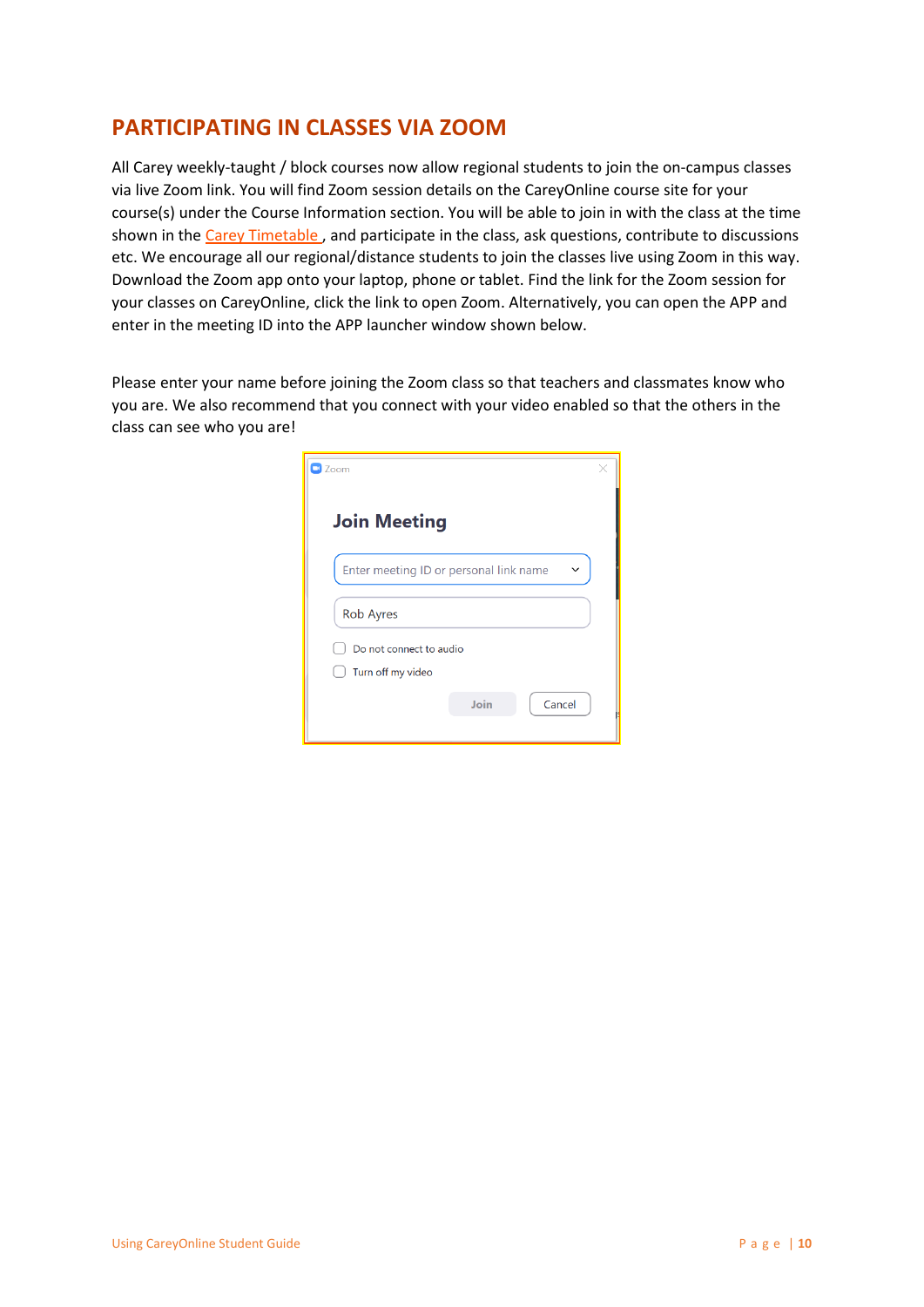## PARTICIPATING IN CLASSES VIA ZOOM

All Carey weekly-taught / block courses now allow regional students to join the on-campus classes via live Zoom link. You will find Zoom session details on the CareyOnline course site for your course(s) under the Course Information section. You will be able to join in with the class at the time shown in the Carey Timetable , and participate in the class, ask questions, contribute to discussions etc. We encourage all our regional/distance students to join the classes live using Zoom in this way. Download the Zoom app onto your laptop, phone or tablet. Find the link for the Zoom session for your classes on CareyOnline, click the link to open Zoom. Alternatively, you can open the APP and enter in the meeting ID into the APP launcher window shown below.

Please enter your name before joining the Zoom class so that teachers and classmates know who you are. We also recommend that you connect with your video enabled so that the others in the class can see who you are!

Zoom

Join Meeting

Enter meeting ID or personal link name

Rob Ayres

Do not connect to audio

Turn off my video

Join

Cancel